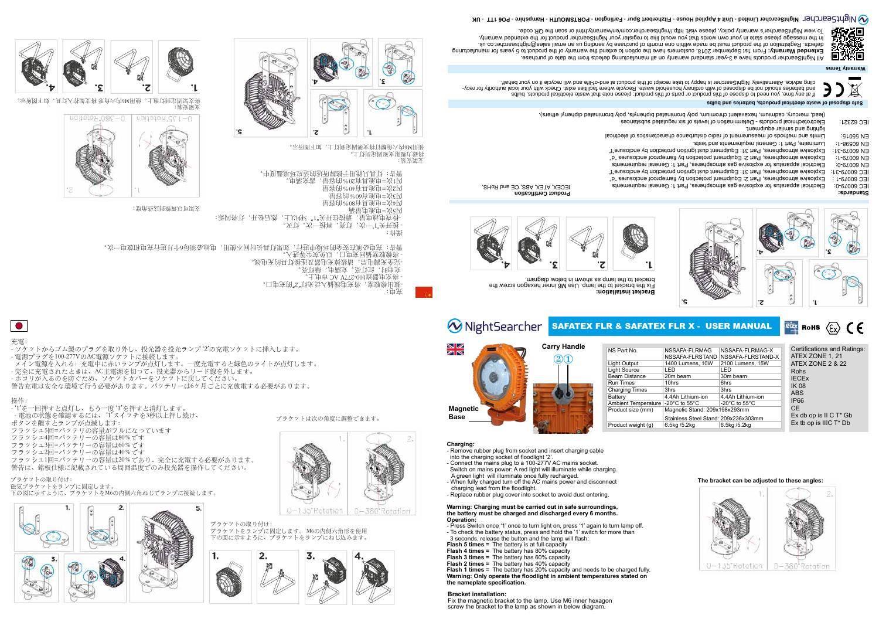# NightSearcher SAFATEX FLR & SAFATEX FLR X - USER MANUAL

RoHS CE

**Carry Handle**

②①

**Magnetic Base**

| NS Part No. | NSSAFA-FLRMAG NSSAFA-FLRSTAND | NSSAFA-FLRMAG-X NSSAFA-FLRSTAND-X |
|---|---|---|
| Light Output | 1400 Lumens, 10W | 2100 Lumens, 15W |
| Light Source | LED | LED |
| Beam Distance | 20m beam | 30m beam |
| Run Times | 10hrs | 6hrs |
| Charging Times | 3hrs | 3hrs |
| Battery | 4.4Ah Lithium-ion | 4.4Ah Lithium-ion |
| Ambient Temperature | -20°C to 55°C | -20°C to 55°C |
| Product size (mm) | Magnetic Stand: 209x198x293mm | |
| | Stainless Steel Stand: 209x236x303mm | |
| Product weight (g) | 6.5kg /5.2kg | 6.5kg /5.2kg |

Certifications and Ratings:
ATEX ZONE 1, 21
ATEX ZONE 2 & 22
Rohs
IECEx
IK 08
ABS
IP66
CE
Ex db op is II C T* Gb
Ex tb op is IIIC T* Db

**Charging:**
- Remove rubber plug from socket and insert charging cable into the charging socket of floodlight '2'.
- Connect the mains plug to a 100-277V AC mains socket. Switch on mains power: A red light will illuminate while charging. A green light will illuminate once fully recharged.
- When fully charged turn off the AC mains power and disconnect charging lead from the floodlight.
- Replace rubber plug cover into socket to avoid dust entering.

**Warning: Charging must be carried out in safe surroundings, the battery must be charged and discharged every 6 months.**

**Operation:**
- Press Switch once '1' once to turn light on, press '1' again to turn lamp off.
- To check the battery status, press and hold the '1' switch for more than 3 seconds, release the button and the lamp will flash:

**Flash 5 times** = The battery is at full capacity
**Flash 4 times** = The battery has 80% capacity
**Flash 3 times** = The battery has 60% capacity
**Flash 2 times** = The battery has 40% capacity
**Flash 1 times** = The battery has 20% capacity and needs to be charged fully.

**Warning: Only operate the floodlight in ambient temperatures stated on the nameplate specification.**

**The bracket can be adjusted to these angles:**

1. 0–135°Rotation 2. 0–360°Rotation

**Bracket installation:**
Fix the magnetic bracket to the lamp. Use M6 inner hexagon screw the bracket to the lamp as shown in below diagram.

1. 2. 3. 4. 5.

**Bracket installation:**
Fix the bracket to the lamp. Use M6 inner hexagon screw the bracket to the lamp as shown in below diagram.

1. 2. 3. 4.

**Standards:**

| | | **Product Certification** |
|---|---|---|
| IEC 60079-0: | Electrical apparatus for explosive gas atmospheres, Part 1: General requirements | IECEX, ATEX, CE and RoHS. |
| IEC 60079-1: | Explosive atmospheres, Part 2: Equipment protection by flameproof enclosures "d" | |
| IEC 60079-31: | Explosive atmospheres, Part 31: Equipment dust ignition protection by enclosure "t" | |
| EN 60079-0: | Electrical apparatus for explosive gas atmospheres, Part 1: General requirements | |
| EN 60079-1: | Explosive atmospheres, Part 2: Equipment protection by flameproof enclosures "d" | |
| EN 60079-31: | Explosive atmospheres, Part 31: Equipment dust ignition protection by enclosure "t" | |
| EN 60598-1: | Luminaire, Part 1: General requirements and tests | |
| EN 55015: | Limits and methods of measurement of radio disturbance characteristics of electrical lighting and similar equipment. | |
| IEC 62321: | Electrotechnical products - Determination of levels of six regulated substances (lead, mercury, cadmium, hexavalent chromium, poly brominated biphenyls, poly brominated diphenyl ethers). | |

**Safe disposal of waste electrical products, batteries and bulbs**

If at any time, you need to dispose of this product or parts of this product: please note that waste electrical products, bulbs and batteries should not be disposed of with ordinary household waste. Recycle where facilities exist. Check with your local authority for recycling advice. Alternatively, NightSearcher is happy to take receipt of this product at end-of-life and will recycle it on your behalf.

**Warranty Terms**

All NightSearcher products have a 2-year standard warranty on all manufacturing defects from the date of purchase.
**Extended Warranty:** From 1st September 2018, customers have the option to extend the warranty of the product to 5 years for manufacturing defects. Registration of the product must be made within one month of purchase by sending us an email sales@nightsearcher.co.uk. In the message please state in your own words that you would like to register your NightSearcher product for the extended warranty.
To view NightSearcher's warranty policy, please visit: http://nightsearcher.com/en/warranty.html or scan the QR code.

NightSearcher Limited - Unit 4 Applied House - Fitzherbert Spur - Farlington - PORTSMOUTH - Hampshire - PO6 1TT - UK

---

充電:
- ソケットからゴム製のプラグを取り外し、投光器を投光ランプ'2'の充電ソケットに挿入します。
- 電源プラグを100-277VのAC電源ソケットに接続します。
　メイン電源を入れる：充電中に赤いランプが点灯します。一度充電すると緑色のライトが点灯します。
- 完全に充電されたときは、AC主電源を切って、投光器からリード線を外します。
- ホコリが入るのを防ぐため、ソケットカバーをソケットに戻してください。
警告充電は安全な環境で行う必要があります。バッテリーは6ヶ月ごとに充放電する必要があります。

操作:
- '1'を一回押すと点灯し、もう一度'1'を押すと消灯します。
- 電池の状態を確認するには、'1'スイッチを3秒以上押し続け、ボタンを離すとランプが点滅します:
フラッシュ5回=バッテリーの容量がフルになっています
フラッシュ4回=バッテリーの容量は80%です
フラッシュ3回=バッテリーの容量は60%です
フラッシュ2回=バッテリーの容量は40%です
フラッシュ1回=バッテリーの容量は20%であり、完全に充電する必要があります。
警告は、銘板仕様に記載されている周囲温度でのみ投光器を操作してください。

ブラケットは次の角度に調整できます。

1. 0–135°Rotation 2. 0–360°Rotation

ブラケットの取り付け:
磁気ブラケットをランプに固定します。
下の図に示すように、ブラケットをM6の内側六角ねじでランプに接続します。

1. 2. 3. 4. 5.

ブラケットの取り付け:
ブラケットをランプに固定します。M6の内側六角形を使用
下の図に示すように、ブラケットをランプにねじ込みます。

1. 2. 3. 4.

---

充电：
- 取出橡胶塞，将充电线插入泛光灯"2"的充电口。
- 将充电器接通100-277V AC 市电上。
充电时，红灯亮，充满电，绿灯亮。
- 完全充满电后，请关闭交流电源并断开泛光灯的充电线。
- 将橡胶塞重新插入充电口，以免灰尘等进入。
警告：充电必须在安全的环境中进行，如果灯具长时间不使用，电池必须每6个月进行充电和放电一次。

操作：
- 按开关"1"一次，灯亮，再按一次，灯灭。
- 检查电池电量，请按住开关"1"3秒以上，然后松开，灯将闪烁：
闪烁5次=电池电量满
闪烁4次=电池电量有80%容量
闪烁3次=电池电量有60%容量
闪烁2次=电池电量有40%容量
闪烁1次=电池电量有20%容量，需充满电。
警告：灯具只能用于铭牌所标注的环境温度中。

支架可以调整到这些角度：

1. 0–135°Rotation 2. 0–360°Rotation

支架安装：
将磁性支架固定到灯上，使用M6内六角螺栓将支架拧到灯上，如下图所示。

1. 2. 3. 4. 5.

支架安装：
将支架固定到灯具上，使用M6内六角将支架拧入灯具，如下图所示。

1. 2. 3. 4.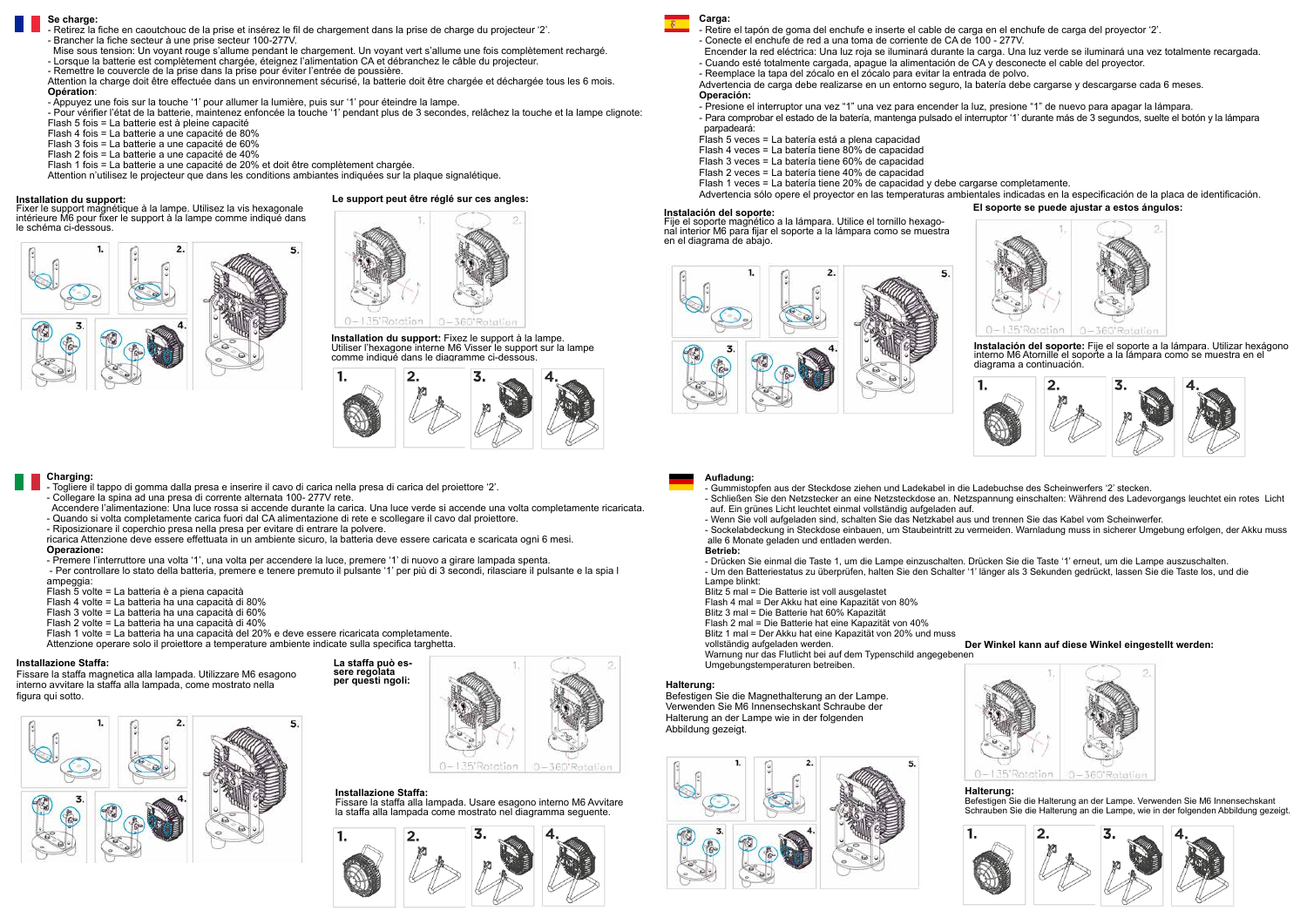## Se charge:

- Retirez la fiche en caoutchouc de la prise et insérez le fil de chargement dans la prise de charge du projecteur '2'.
- Brancher la fiche secteur à une prise secteur 100-277V.
  Mise sous tension: Un voyant rouge s'allume pendant le chargement. Un voyant vert s'allume une fois complètement rechargé.
- Lorsque la batterie est complètement chargée, éteignez l'alimentation CA et débranchez le câble du projecteur.
- Remettre le couvercle de la prise dans la prise pour éviter l'entrée de poussière.

Attention la charge doit être effectuée dans un environnement sécurisé, la batterie doit être chargée et déchargée tous les 6 mois.

**Opération**:

- Appuyez une fois sur la touche '1' pour allumer la lumière, puis sur '1' pour éteindre la lampe.
- Pour vérifier l'état de la batterie, maintenez enfoncée la touche '1' pendant plus de 3 secondes, relâchez la touche et la lampe clignote:

Flash 5 fois = La batterie est à pleine capacité
Flash 4 fois = La batterie a une capacité de 80%
Flash 3 fois = La batterie a une capacité de 60%
Flash 2 fois = La batterie a une capacité de 40%
Flash 1 fois = La batterie a une capacité de 20% et doit être complètement chargée.
Attention n'utilisez le projecteur que dans les conditions ambiantes indiquées sur la plaque signalétique.

**Installation du support:**
Fixer le support magnétique à la lampe. Utilisez la vis hexagonale intérieure M6 pour fixer le support à la lampe comme indiqué dans le schéma ci-dessous.

1. 2. 3. 4. 5.

**Le support peut être réglé sur ces angles:**

1. 2.
0–135°Rotation 0–360°Rotation

**Installation du support:** Fixez le support à la lampe.
Utiliser l'hexagone interne M6 Visser le support sur la lampe comme indiqué dans le diagramme ci-dessous.

1. 2. 3. 4.

## Carga:

- Retire el tapón de goma del enchufe e inserte el cable de carga en el enchufe de carga del proyector '2'.
- Conecte el enchufe de red a una toma de corriente de CA de 100 - 277V.
  Encender la red eléctrica: Una luz roja se iluminará durante la carga. Una luz verde se iluminará una vez totalmente recargada.
- Cuando esté totalmente cargada, apague la alimentación de CA y desconecte el cable del proyector.
- Reemplace la tapa del zócalo en el zócalo para evitar la entrada de polvo.

Advertencia de carga debe realizarse en un entorno seguro, la batería debe cargarse y descargarse cada 6 meses.

**Operación:**

- Presione el interruptor una vez "1" una vez para encender la luz, presione "1" de nuevo para apagar la lámpara.
- Para comprobar el estado de la batería, mantenga pulsado el interruptor '1' durante más de 3 segundos, suelte el botón y la lámpara parpadeará:

Flash 5 veces = La batería está a plena capacidad
Flash 4 veces = La batería tiene 80% de capacidad
Flash 3 veces = La batería tiene 60% de capacidad
Flash 2 veces = La batería tiene 40% de capacidad
Flash 1 veces = La batería tiene 20% de capacidad y debe cargarse completamente.
Advertencia sólo opere el proyector en las temperaturas ambientales indicadas en la especificación de la placa de identificación.

**Instalación del soporte:**
Fije el soporte magnético a la lámpara. Utilice el tornillo hexagonal interior M6 para fijar el soporte a la lámpara como se muestra en el diagrama de abajo.

1. 2. 3. 4. 5.

**El soporte se puede ajustar a estos ángulos:**

1. 2.
0–135°Rotation 0–360°Rotation

**Instalación del soporte:** Fije el soporte a la lámpara. Utilizar hexágono interno M6 Atornille el soporte a la lámpara como se muestra en el diagrama a continuación.

1. 2. 3. 4.

## Charging:

- Togliere il tappo di gomma dalla presa e inserire il cavo di carica nella presa di carica del proiettore '2'.
- Collegare la spina ad una presa di corrente alternata 100- 277V rete.
  Accendere l'alimentazione: Una luce rossa si accende durante la carica. Una luce verde si accende una volta completamente ricaricata.
- Quando si volta completamente carica fuori dal CA alimentazione di rete e scollegare il cavo dal proiettore.
- Riposizionare il coperchio presa nella presa per evitare di entrare la polvere.

ricarica Attenzione deve essere effettuata in un ambiente sicuro, la batteria deve essere caricata e scaricata ogni 6 mesi.

**Operazione:**

- Premere l'interruttore una volta '1', una volta per accendere la luce, premere '1' di nuovo a girare lampada spenta.
- Per controllare lo stato della batteria, premere e tenere premuto il pulsante '1' per più di 3 secondi, rilasciare il pulsante e la spia l ampeggia:

Flash 5 volte = La batteria è a piena capacità
Flash 4 volte = La batteria ha una capacità di 80%
Flash 3 volte = La batteria ha una capacità di 60%
Flash 2 volte = La batteria ha una capacità di 40%
Flash 1 volte = La batteria ha una capacità del 20% e deve essere ricaricata completamente.
Attenzione operare solo il proiettore a temperature ambiente indicate sulla specifica targhetta.

**Installazione Staffa:**
Fissare la staffa magnetica alla lampada. Utilizzare M6 esagono interno avvitare la staffa alla lampada, come mostrato nella figura qui sotto.

1. 2. 3. 4. 5.

**La staffa può essere regolata per questi ngoli:**

1. 2.
0–135°Rotation 0–360°Rotation

**Installazione Staffa:**
Fissare la staffa alla lampada. Usare esagono interno M6 Avvitare la staffa alla lampada come mostrato nel diagramma seguente.

1. 2. 3. 4.

## Aufladung:

- Gummistopfen aus der Steckdose ziehen und Ladekabel in die Ladebuchse des Scheinwerfers '2' stecken.
- Schließen Sie den Netzstecker an eine Netzsteckdose an. Netzspannung einschalten: Während des Ladevorgangs leuchtet ein rotes Licht auf. Ein grünes Licht leuchtet einmal vollständig aufgeladen auf.
- Wenn Sie voll aufgeladen sind, schalten Sie das Netzkabel aus und trennen Sie das Kabel vom Scheinwerfer.
- Sockelabdeckung in Steckdose einbauen, um Staubeintritt zu vermeiden. Warnladung muss in sicherer Umgebung erfolgen, der Akku muss alle 6 Monate geladen und entladen werden.

**Betrieb:**

- Drücken Sie einmal die Taste 1, um die Lampe einzuschalten. Drücken Sie die Taste '1' erneut, um die Lampe auszuschalten.
- Um den Batteriestatus zu überprüfen, halten Sie den Schalter '1' länger als 3 Sekunden gedrückt, lassen Sie die Taste los, und die Lampe blinkt:

Blitz 5 mal = Die Batterie ist voll ausgelastet
Flash 4 mal = Der Akku hat eine Kapazität von 80%
Blitz 3 mal = Die Batterie hat 60% Kapazität
Flash 2 mal = Die Batterie hat eine Kapazität von 40%
Blitz 1 mal = Der Akku hat eine Kapazität von 20% und muss vollständig aufgeladen werden.
Warnung nur das Flutlicht bei auf dem Typenschild angegebenen Umgebungstemperaturen betreiben.

**Halterung:**
Befestigen Sie die Magnethalterung an der Lampe. Verwenden Sie M6 Innensechskant Schraube der Halterung an der Lampe wie in der folgenden Abbildung gezeigt.

1. 2. 3. 4. 5.

**Der Winkel kann auf diese Winkel eingestellt werden:**

1. 2.
0–135°Rotation 0–360°Rotation

**Halterung:**
Befestigen Sie die Halterung an der Lampe. Verwenden Sie M6 Innensechskant Schrauben Sie die Halterung an die Lampe, wie in der folgenden Abbildung gezeigt.

1. 2. 3. 4.